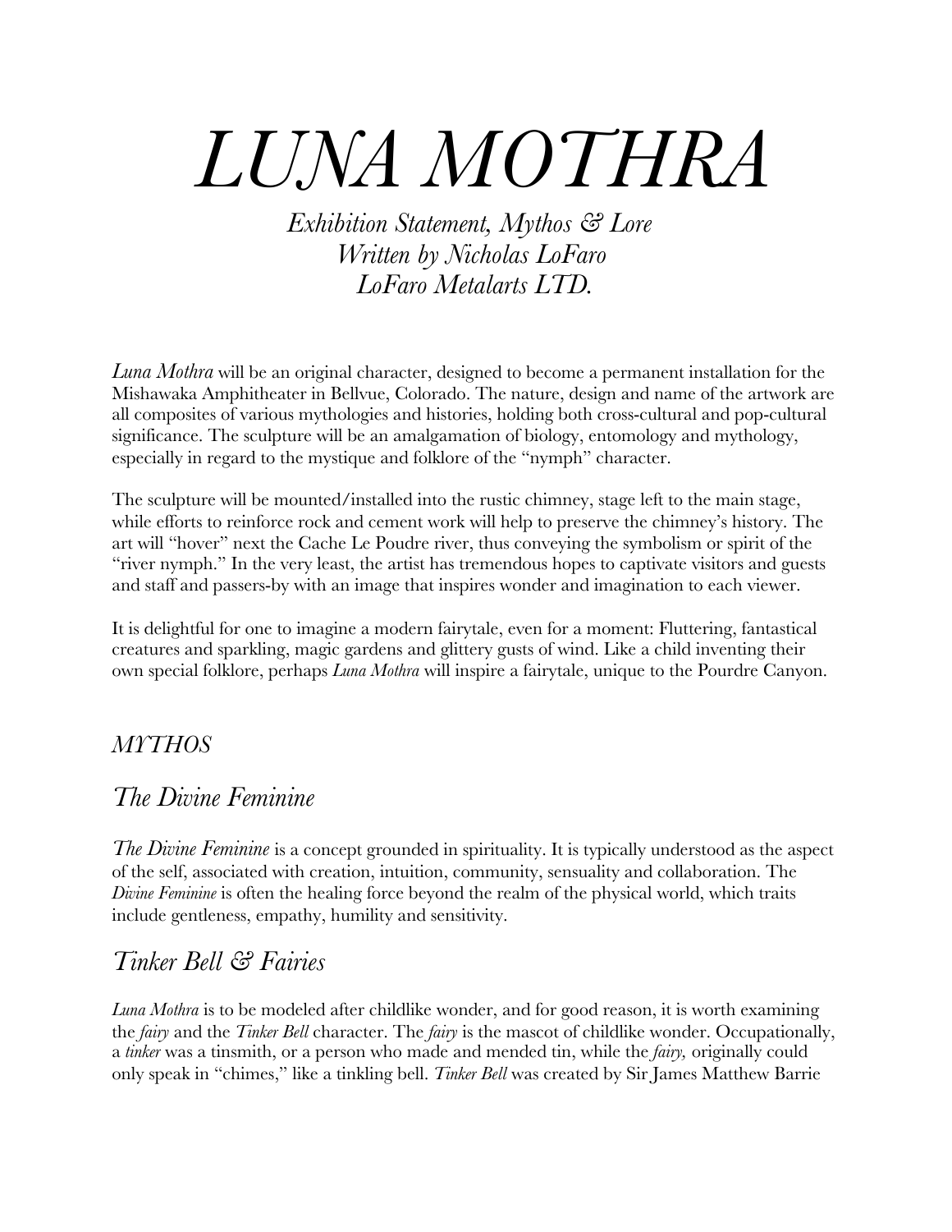# *LUNA MOTHRA*

*Exhibition Statement, Mythos & Lore*
*Written by Nicholas LoFaro*
*LoFaro Metalarts LTD.*

*Luna Mothra* will be an original character, designed to become a permanent installation for the Mishawaka Amphitheater in Bellvue, Colorado. The nature, design and name of the artwork are all composites of various mythologies and histories, holding both cross-cultural and pop-cultural significance. The sculpture will be an amalgamation of biology, entomology and mythology, especially in regard to the mystique and folklore of the "nymph" character.

The sculpture will be mounted/installed into the rustic chimney, stage left to the main stage, while efforts to reinforce rock and cement work will help to preserve the chimney's history. The art will "hover" next the Cache Le Poudre river, thus conveying the symbolism or spirit of the "river nymph." In the very least, the artist has tremendous hopes to captivate visitors and guests and staff and passers-by with an image that inspires wonder and imagination to each viewer.

It is delightful for one to imagine a modern fairytale, even for a moment: Fluttering, fantastical creatures and sparkling, magic gardens and glittery gusts of wind. Like a child inventing their own special folklore, perhaps *Luna Mothra* will inspire a fairytale, unique to the Pourdre Canyon.

## *MYTHOS*

### *The Divine Feminine*

*The Divine Feminine* is a concept grounded in spirituality. It is typically understood as the aspect of the self, associated with creation, intuition, community, sensuality and collaboration. The *Divine Feminine* is often the healing force beyond the realm of the physical world, which traits include gentleness, empathy, humility and sensitivity.

### *Tinker Bell & Fairies*

*Luna Mothra* is to be modeled after childlike wonder, and for good reason, it is worth examining the *fairy* and the *Tinker Bell* character. The *fairy* is the mascot of childlike wonder. Occupationally, a *tinker* was a tinsmith, or a person who made and mended tin, while the *fairy,* originally could only speak in "chimes," like a tinkling bell. *Tinker Bell* was created by Sir James Matthew Barrie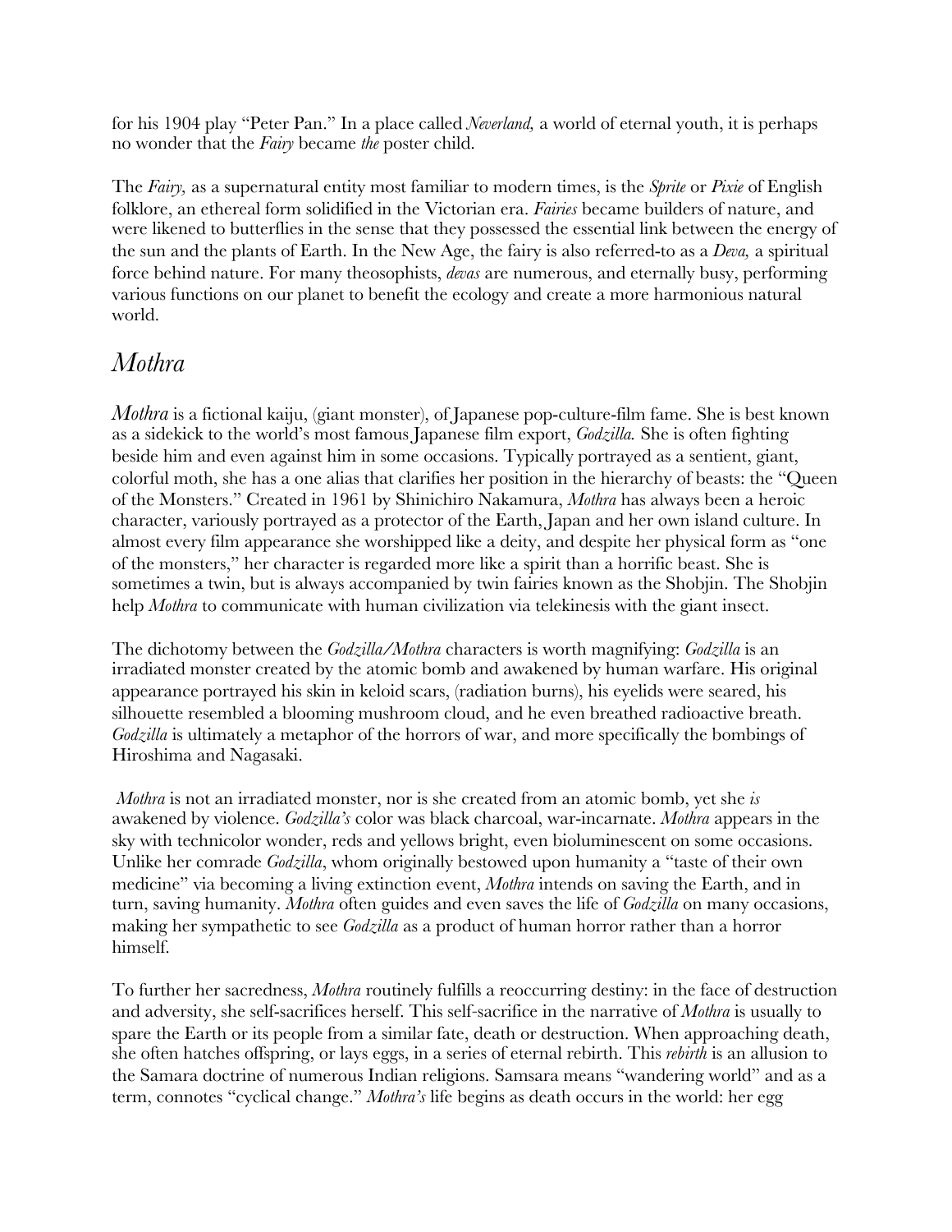for his 1904 play "Peter Pan." In a place called *Neverland,* a world of eternal youth, it is perhaps no wonder that the *Fairy* became *the* poster child.

The *Fairy,* as a supernatural entity most familiar to modern times, is the *Sprite* or *Pixie* of English folklore, an ethereal form solidified in the Victorian era. *Fairies* became builders of nature, and were likened to butterflies in the sense that they possessed the essential link between the energy of the sun and the plants of Earth. In the New Age, the fairy is also referred-to as a *Deva,* a spiritual force behind nature. For many theosophists, *devas* are numerous, and eternally busy, performing various functions on our planet to benefit the ecology and create a more harmonious natural world.

## *Mothra*

*Mothra* is a fictional kaiju, (giant monster), of Japanese pop-culture-film fame. She is best known as a sidekick to the world's most famous Japanese film export, *Godzilla.* She is often fighting beside him and even against him in some occasions. Typically portrayed as a sentient, giant, colorful moth, she has a one alias that clarifies her position in the hierarchy of beasts: the "Queen of the Monsters." Created in 1961 by Shinichiro Nakamura, *Mothra* has always been a heroic character, variously portrayed as a protector of the Earth, Japan and her own island culture. In almost every film appearance she worshipped like a deity, and despite her physical form as "one of the monsters," her character is regarded more like a spirit than a horrific beast. She is sometimes a twin, but is always accompanied by twin fairies known as the Shobjin. The Shobjin help *Mothra* to communicate with human civilization via telekinesis with the giant insect.

The dichotomy between the *Godzilla/Mothra* characters is worth magnifying: *Godzilla* is an irradiated monster created by the atomic bomb and awakened by human warfare. His original appearance portrayed his skin in keloid scars, (radiation burns), his eyelids were seared, his silhouette resembled a blooming mushroom cloud, and he even breathed radioactive breath. *Godzilla* is ultimately a metaphor of the horrors of war, and more specifically the bombings of Hiroshima and Nagasaki.

*Mothra* is not an irradiated monster, nor is she created from an atomic bomb, yet she *is* awakened by violence. *Godzilla's* color was black charcoal, war-incarnate. *Mothra* appears in the sky with technicolor wonder, reds and yellows bright, even bioluminescent on some occasions. Unlike her comrade *Godzilla*, whom originally bestowed upon humanity a "taste of their own medicine" via becoming a living extinction event, *Mothra* intends on saving the Earth, and in turn, saving humanity. *Mothra* often guides and even saves the life of *Godzilla* on many occasions, making her sympathetic to see *Godzilla* as a product of human horror rather than a horror himself.

To further her sacredness, *Mothra* routinely fulfills a reoccurring destiny: in the face of destruction and adversity, she self-sacrifices herself. This self-sacrifice in the narrative of *Mothra* is usually to spare the Earth or its people from a similar fate, death or destruction. When approaching death, she often hatches offspring, or lays eggs, in a series of eternal rebirth. This *rebirth* is an allusion to the Samara doctrine of numerous Indian religions. Samsara means "wandering world" and as a term, connotes "cyclical change." *Mothra's* life begins as death occurs in the world: her egg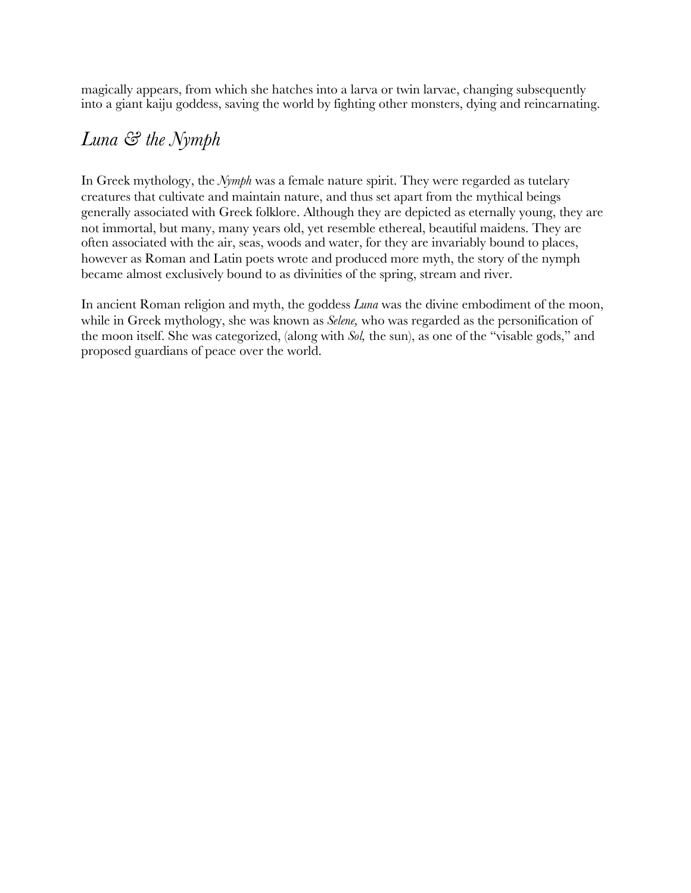magically appears, from which she hatches into a larva or twin larvae, changing subsequently into a giant kaiju goddess, saving the world by fighting other monsters, dying and reincarnating.

## *Luna & the Nymph*

In Greek mythology, the *Nymph* was a female nature spirit. They were regarded as tutelary creatures that cultivate and maintain nature, and thus set apart from the mythical beings generally associated with Greek folklore. Although they are depicted as eternally young, they are not immortal, but many, many years old, yet resemble ethereal, beautiful maidens. They are often associated with the air, seas, woods and water, for they are invariably bound to places, however as Roman and Latin poets wrote and produced more myth, the story of the nymph became almost exclusively bound to as divinities of the spring, stream and river.

In ancient Roman religion and myth, the goddess *Luna* was the divine embodiment of the moon, while in Greek mythology, she was known as *Selene,* who was regarded as the personification of the moon itself. She was categorized, (along with *Sol,* the sun), as one of the "visable gods," and proposed guardians of peace over the world.